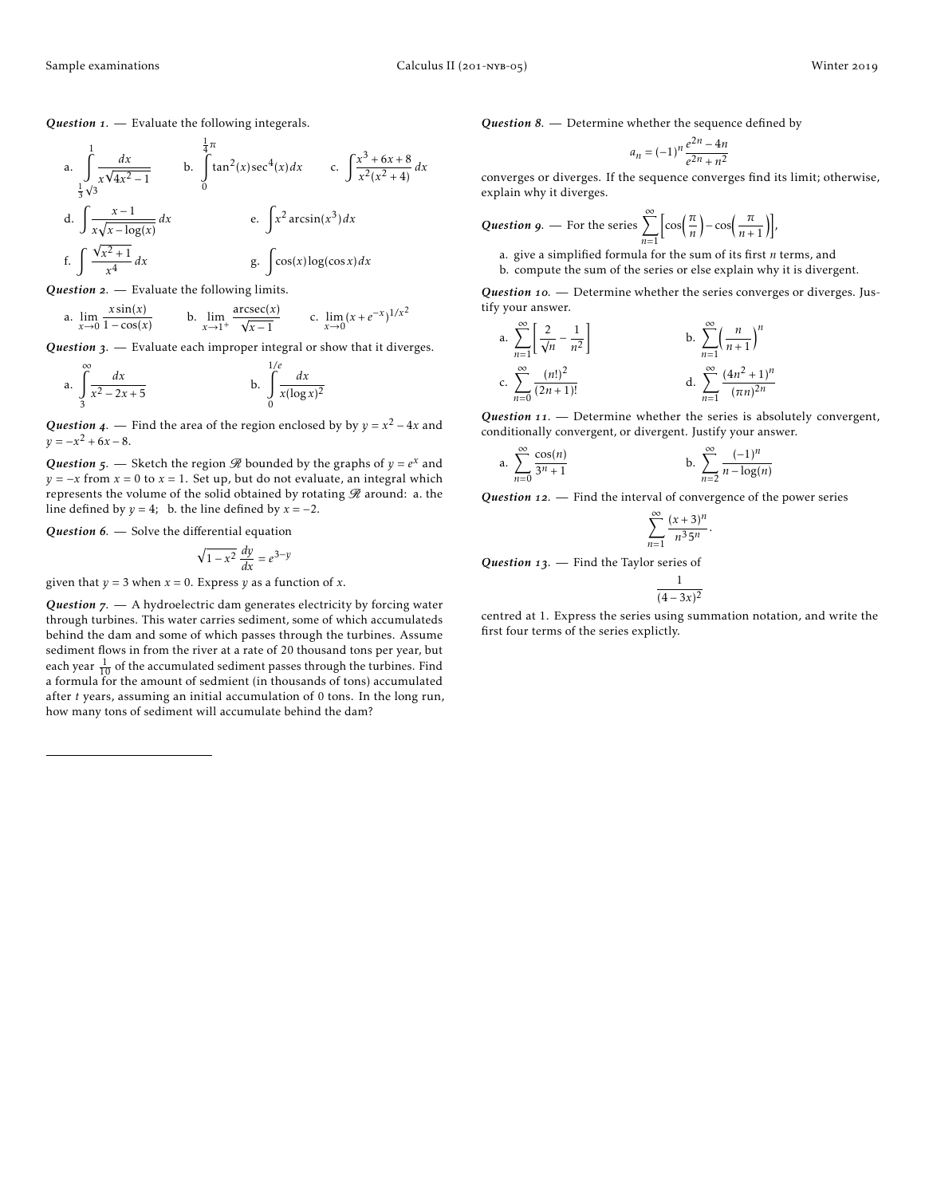*Question 1.* — Evaluate the following integerals.

a. $\displaystyle\int_{\frac{1}{3}\sqrt{3}}^{1} \frac{dx}{x\sqrt{4x^2-1}}$ b. $\displaystyle\int_{0}^{\frac{1}{4}\pi} \tan^2(x)\sec^4(x)\,dx$ c. $\displaystyle\int \frac{x^3+6x+8}{x^2(x^2+4)}\,dx$

d. $\displaystyle\int \frac{x-1}{x\sqrt{x-\log(x)}}\,dx$ e. $\displaystyle\int x^2 \arcsin(x^3)\,dx$

f. $\displaystyle\int \frac{\sqrt{x^2+1}}{x^4}\,dx$ g. $\displaystyle\int \cos(x)\log(\cos x)\,dx$

*Question 2.* — Evaluate the following limits.

a. $\displaystyle\lim_{x\to 0} \frac{x\sin(x)}{1-\cos(x)}$ b. $\displaystyle\lim_{x\to 1^+} \frac{\operatorname{arcsec}(x)}{\sqrt{x-1}}$ c. $\displaystyle\lim_{x\to 0} (x+e^{-x})^{1/x^2}$

*Question 3.* — Evaluate each improper integral or show that it diverges.

a. $\displaystyle\int_{3}^{\infty} \frac{dx}{x^2-2x+5}$ b. $\displaystyle\int_{0}^{1/e} \frac{dx}{x(\log x)^2}$

*Question 4.* — Find the area of the region enclosed by by $y = x^2 - 4x$ and $y = -x^2 + 6x - 8$.

*Question 5.* — Sketch the region $\mathscr{R}$ bounded by the graphs of $y = e^x$ and $y = -x$ from $x = 0$ to $x = 1$. Set up, but do not evaluate, an integral which represents the volume of the solid obtained by rotating $\mathscr{R}$ around: a. the line defined by $y = 4$; b. the line defined by $x = -2$.

*Question 6.* — Solve the differential equation

$$\sqrt{1-x^2}\,\frac{dy}{dx} = e^{3-y}$$

given that $y = 3$ when $x = 0$. Express $y$ as a function of $x$.

*Question 7.* — A hydroelectric dam generates electricity by forcing water through turbines. This water carries sediment, some of which accumulateds behind the dam and some of which passes through the turbines. Assume sediment flows in from the river at a rate of 20 thousand tons per year, but each year $\frac{1}{10}$ of the accumulated sediment passes through the turbines. Find a formula for the amount of sedmient (in thousands of tons) accumulated after $t$ years, assuming an initial accumulation of 0 tons. In the long run, how many tons of sediment will accumulate behind the dam?

*Question 8.* — Determine whether the sequence defined by

$$a_n = (-1)^n \frac{e^{2n} - 4n}{e^{2n} + n^2}$$

converges or diverges. If the sequence converges find its limit; otherwise, explain why it diverges.

*Question 9.* — For the series $\displaystyle\sum_{n=1}^{\infty} \left[\cos\left(\frac{\pi}{n}\right) - \cos\left(\frac{\pi}{n+1}\right)\right]$,

a. give a simplified formula for the sum of its first $n$ terms, and
b. compute the sum of the series or else explain why it is divergent.

*Question 10.* — Determine whether the series converges or diverges. Justify your answer.

a. $\displaystyle\sum_{n=1}^{\infty} \left[\frac{2}{\sqrt{n}} - \frac{1}{n^2}\right]$ b. $\displaystyle\sum_{n=1}^{\infty} \left(\frac{n}{n+1}\right)^n$

c. $\displaystyle\sum_{n=0}^{\infty} \frac{(n!)^2}{(2n+1)!}$ d. $\displaystyle\sum_{n=1}^{\infty} \frac{(4n^2+1)^n}{(\pi n)^{2n}}$

*Question 11.* — Determine whether the series is absolutely convergent, conditionally convergent, or divergent. Justify your answer.

a. $\displaystyle\sum_{n=0}^{\infty} \frac{\cos(n)}{3^n+1}$ b. $\displaystyle\sum_{n=2}^{\infty} \frac{(-1)^n}{n-\log(n)}$

*Question 12.* — Find the interval of convergence of the power series

$$\sum_{n=1}^{\infty} \frac{(x+3)^n}{n^3 5^n}.$$

*Question 13.* — Find the Taylor series of

$$\frac{1}{(4-3x)^2}$$

centred at 1. Express the series using summation notation, and write the first four terms of the series explictly.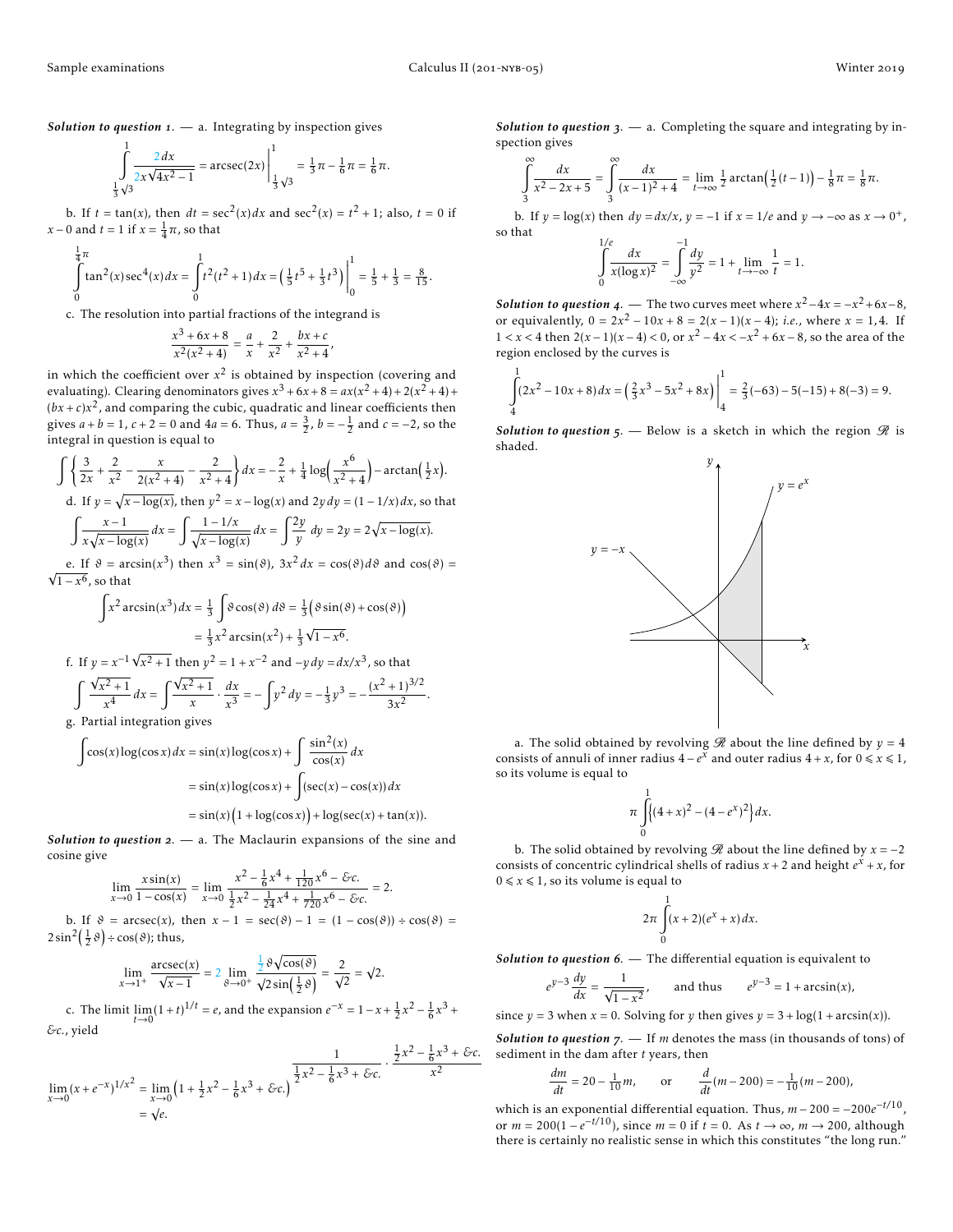***Solution to question 1.*** — a. Integrating by inspection gives

$$\int_{\frac{1}{3}\sqrt{3}}^{1} \frac{2\,dx}{2x\sqrt{4x^2-1}} = \operatorname{arcsec}(2x)\Big|_{\frac{1}{3}\sqrt{3}}^{1} = \tfrac{1}{3}\pi - \tfrac{1}{6}\pi = \tfrac{1}{6}\pi.$$

b. If $t = \tan(x)$, then $dt = \sec^2(x)dx$ and $\sec^2(x) = t^2+1$; also, $t = 0$ if $x - 0$ and $t = 1$ if $x = \frac{1}{4}\pi$, so that

$$\int_0^{\frac{1}{4}\pi} \tan^2(x)\sec^4(x)\,dx = \int_0^1 t^2(t^2+1)\,dx = \left(\tfrac{1}{5}t^5 + \tfrac{1}{3}t^3\right)\Big|_0^1 = \tfrac{1}{5} + \tfrac{1}{3} = \tfrac{8}{15}.$$

c. The resolution into partial fractions of the integrand is

$$\frac{x^3+6x+8}{x^2(x^2+4)} = \frac{a}{x} + \frac{2}{x^2} + \frac{bx+c}{x^2+4},$$

in which the coefficient over $x^2$ is obtained by inspection (covering and evaluating). Clearing denominators gives $x^3+6x+8 = ax(x^2+4)+2(x^2+4)+(bx+c)x^2$, and comparing the cubic, quadratic and linear coefficients then gives $a+b=1$, $c+2=0$ and $4a=6$. Thus, $a=\frac{3}{2}$, $b=-\frac{1}{2}$ and $c=-2$, so the integral in question is equal to

$$\int \left\{ \frac{3}{2x} + \frac{2}{x^2} - \frac{x}{2(x^2+4)} - \frac{2}{x^2+4} \right\} dx = -\frac{2}{x} + \tfrac{1}{4}\log\!\left(\frac{x^6}{x^2+4}\right) - \arctan\!\left(\tfrac{1}{2}x\right).$$

d. If $y = \sqrt{x - \log(x)}$, then $y^2 = x - \log(x)$ and $2y\,dy = (1-1/x)\,dx$, so that

$$\int \frac{x-1}{x\sqrt{x-\log(x)}}\,dx = \int \frac{1-1/x}{\sqrt{x-\log(x)}}\,dx = \int \frac{2y}{y}\,dy = 2y = 2\sqrt{x-\log(x)}.$$

e. If $\vartheta = \arcsin(x^3)$ then $x^3 = \sin(\vartheta)$, $3x^2\,dx = \cos(\vartheta)d\vartheta$ and $\cos(\vartheta) = \sqrt{1-x^6}$, so that

$$\begin{aligned}\int x^2\arcsin(x^3)\,dx &= \tfrac{1}{3}\int \vartheta\cos(\vartheta)\,d\vartheta = \tfrac{1}{3}\big(\vartheta\sin(\vartheta)+\cos(\vartheta)\big)\\ &= \tfrac{1}{3}x^2\arcsin(x^2) + \tfrac{1}{3}\sqrt{1-x^6}.\end{aligned}$$

f. If $y = x^{-1}\sqrt{x^2+1}$ then $y^2 = 1 + x^{-2}$ and $-y\,dy = dx/x^3$, so that

$$\int \frac{\sqrt{x^2+1}}{x^4}\,dx = \int \frac{\sqrt{x^2+1}}{x}\cdot\frac{dx}{x^3} = -\int y^2\,dy = -\tfrac{1}{3}y^3 = -\frac{(x^2+1)^{3/2}}{3x^2}.$$

g. Partial integration gives

$$\begin{aligned}\int \cos(x)\log(\cos x)\,dx &= \sin(x)\log(\cos x) + \int \frac{\sin^2(x)}{\cos(x)}\,dx\\ &= \sin(x)\log(\cos x) + \int (\sec(x)-\cos(x))\,dx\\ &= \sin(x)\big(1+\log(\cos x)\big) + \log(\sec(x)+\tan(x)).\end{aligned}$$

***Solution to question 2.*** — a. The Maclaurin expansions of the sine and cosine give

$$\lim_{x\to 0}\frac{x\sin(x)}{1-\cos(x)} = \lim_{x\to 0}\frac{x^2 - \frac{1}{6}x^4 + \frac{1}{120}x^6 - \&c.}{\frac{1}{2}x^2 - \frac{1}{24}x^4 + \frac{1}{720}x^6 - \&c.} = 2.$$

b. If $\vartheta = \operatorname{arcsec}(x)$, then $x - 1 = \sec(\vartheta) - 1 = (1-\cos(\vartheta)) \div \cos(\vartheta) = 2\sin^2\!\left(\frac{1}{2}\vartheta\right) \div \cos(\vartheta)$; thus,

$$\lim_{x\to 1^+}\frac{\operatorname{arcsec}(x)}{\sqrt{x-1}} = 2\lim_{\vartheta\to 0^+}\frac{\frac{1}{2}\vartheta\sqrt{\cos(\vartheta)}}{\sqrt{2}\sin\!\left(\frac{1}{2}\vartheta\right)} = \frac{2}{\sqrt{2}} = \sqrt{2}.$$

c. The limit $\lim\limits_{t\to 0}(1+t)^{1/t} = e$, and the expansion $e^{-x} = 1 - x + \frac{1}{2}x^2 - \frac{1}{6}x^3 + \&c.$, yield

$$\begin{aligned}\lim_{x\to 0}(x+e^{-x})^{1/x^2} &= \lim_{x\to 0}\left(1+\tfrac{1}{2}x^2 - \tfrac{1}{6}x^3 + \&c.\right)^{\frac{1}{\frac{1}{2}x^2-\frac{1}{6}x^3+\&c.}\cdot\frac{\frac{1}{2}x^2-\frac{1}{6}x^3+\&c.}{x^2}}\\ &= \sqrt{e}.\end{aligned}$$

***Solution to question 3.*** — a. Completing the square and integrating by inspection gives

$$\int_3^\infty \frac{dx}{x^2-2x+5} = \int_3^\infty \frac{dx}{(x-1)^2+4} = \lim_{t\to\infty}\tfrac{1}{2}\arctan\!\left(\tfrac{1}{2}(t-1)\right) - \tfrac{1}{8}\pi = \tfrac{1}{8}\pi.$$

b. If $y = \log(x)$ then $dy = dx/x$, $y = -1$ if $x = 1/e$ and $y \to -\infty$ as $x \to 0^+$, so that

$$\int_0^{1/e}\frac{dx}{x(\log x)^2} = \int_{-\infty}^{-1}\frac{dy}{y^2} = 1 + \lim_{t\to-\infty}\frac{1}{t} = 1.$$

***Solution to question 4.*** — The two curves meet where $x^2 - 4x = -x^2+6x-8$, or equivalently, $0 = 2x^2 - 10x + 8 = 2(x-1)(x-4)$; *i.e.*, where $x = 1, 4$. If $1 < x < 4$ then $2(x-1)(x-4) < 0$, or $x^2 - 4x < -x^2+6x-8$, so the area of the region enclosed by the curves is

$$\int_4^1 (2x^2 - 10x + 8)\,dx = \left(\tfrac{2}{3}x^3 - 5x^2 + 8x\right)\Big|_4^1 = \tfrac{2}{3}(-63) - 5(-15) + 8(-3) = 9.$$

***Solution to question 5.*** — Below is a sketch in which the region $\mathscr{R}$ is shaded.

a. The solid obtained by revolving $\mathscr{R}$ about the line defined by $y = 4$ consists of annuli of inner radius $4 - e^x$ and outer radius $4 + x$, for $0 \leqslant x \leqslant 1$, so its volume is equal to

$$\pi\int_0^1 \left\{(4+x)^2 - (4-e^x)^2\right\}dx.$$

b. The solid obtained by revolving $\mathscr{R}$ about the line defined by $x = -2$ consists of concentric cylindrical shells of radius $x+2$ and height $e^x + x$, for $0 \leqslant x \leqslant 1$, so its volume is equal to

$$2\pi\int_0^1 (x+2)(e^x+x)\,dx.$$

***Solution to question 6.*** — The differential equation is equivalent to

$$e^{y-3}\frac{dy}{dx} = \frac{1}{\sqrt{1-x^2}}, \qquad \text{and thus} \qquad e^{y-3} = 1 + \arcsin(x),$$

since $y = 3$ when $x = 0$. Solving for $y$ then gives $y = 3 + \log(1+\arcsin(x))$.

***Solution to question 7.*** — If $m$ denotes the mass (in thousands of tons) of sediment in the dam after $t$ years, then

$$\frac{dm}{dt} = 20 - \tfrac{1}{10}m, \qquad \text{or} \qquad \frac{d}{dt}(m-200) = -\tfrac{1}{10}(m-200),$$

which is an exponential differential equation. Thus, $m - 200 = -200e^{-t/10}$, or $m = 200(1-e^{-t/10})$, since $m = 0$ if $t = 0$. As $t\to\infty$, $m \to 200$, although there is certainly no realistic sense in which this constitutes "the long run."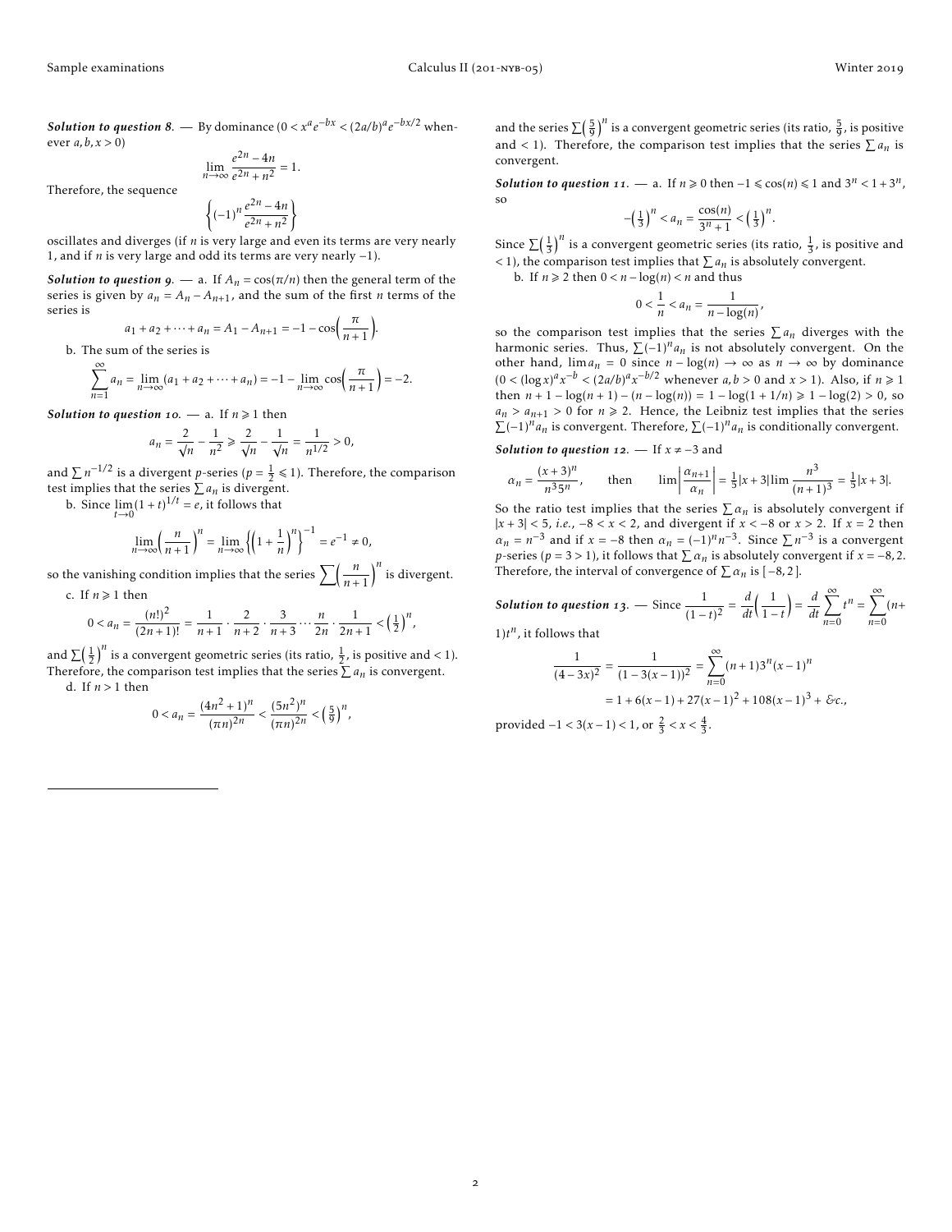***Solution to question 8.*** — By dominance ($0 < x^a e^{-bx} < (2a/b)^a e^{-bx/2}$ whenever $a, b, x > 0$)

$$\lim_{n\to\infty} \frac{e^{2n} - 4n}{e^{2n} + n^2} = 1.$$

Therefore, the sequence

$$\left\{ (-1)^n \frac{e^{2n} - 4n}{e^{2n} + n^2} \right\}$$

oscillates and diverges (if $n$ is very large and even its terms are very nearly 1, and if $n$ is very large and odd its terms are very nearly $-1$).

***Solution to question 9.*** — a. If $A_n = \cos(\pi/n)$ then the general term of the series is given by $a_n = A_n - A_{n+1}$, and the sum of the first $n$ terms of the series is

$$a_1 + a_2 + \cdots + a_n = A_1 - A_{n+1} = -1 - \cos\left(\frac{\pi}{n+1}\right).$$

b. The sum of the series is

$$\sum_{n=1}^{\infty} a_n = \lim_{n\to\infty}(a_1 + a_2 + \cdots + a_n) = -1 - \lim_{n\to\infty} \cos\left(\frac{\pi}{n+1}\right) = -2.$$

***Solution to question 10.*** — a. If $n \geqslant 1$ then

$$a_n = \frac{2}{\sqrt{n}} - \frac{1}{n^2} \geqslant \frac{2}{\sqrt{n}} - \frac{1}{\sqrt{n}} = \frac{1}{n^{1/2}} > 0,$$

and $\sum n^{-1/2}$ is a divergent $p$-series ($p = \frac{1}{2} \leqslant 1$). Therefore, the comparison test implies that the series $\sum a_n$ is divergent.

b. Since $\lim\limits_{t\to 0}(1+t)^{1/t} = e$, it follows that

$$\lim_{n\to\infty}\left(\frac{n}{n+1}\right)^n = \lim_{n\to\infty}\left\{\left(1 + \frac{1}{n}\right)^n\right\}^{-1} = e^{-1} \neq 0,$$

so the vanishing condition implies that the series $\sum\left(\frac{n}{n+1}\right)^n$ is divergent.

c. If $n \geqslant 1$ then

$$0 < a_n = \frac{(n!)^2}{(2n+1)!} = \frac{1}{n+1} \cdot \frac{2}{n+2} \cdot \frac{3}{n+3} \cdots \frac{n}{2n} \cdot \frac{1}{2n+1} < \left(\tfrac{1}{2}\right)^n,$$

and $\sum\left(\frac{1}{2}\right)^n$ is a convergent geometric series (its ratio, $\frac{1}{2}$, is positive and $< 1$). Therefore, the comparison test implies that the series $\sum a_n$ is convergent.

d. If $n > 1$ then

$$0 < a_n = \frac{(4n^2+1)^n}{(\pi n)^{2n}} < \frac{(5n^2)^n}{(\pi n)^{2n}} < \left(\tfrac{5}{9}\right)^n,$$

and the series $\sum\left(\frac{5}{9}\right)^n$ is a convergent geometric series (its ratio, $\frac{5}{9}$, is positive and $< 1$). Therefore, the comparison test implies that the series $\sum a_n$ is convergent.

***Solution to question 11.*** — a. If $n \geqslant 0$ then $-1 \leqslant \cos(n) \leqslant 1$ and $3^n < 1 + 3^n$, so

$$-\left(\tfrac{1}{3}\right)^n < a_n = \frac{\cos(n)}{3^n + 1} < \left(\tfrac{1}{3}\right)^n.$$

Since $\sum\left(\frac{1}{3}\right)^n$ is a convergent geometric series (its ratio, $\frac{1}{3}$, is positive and $< 1$), the comparison test implies that $\sum a_n$ is absolutely convergent.

b. If $n \geqslant 2$ then $0 < n - \log(n) < n$ and thus

$$0 < \frac{1}{n} < a_n = \frac{1}{n - \log(n)},$$

so the comparison test implies that the series $\sum a_n$ diverges with the harmonic series. Thus, $\sum(-1)^n a_n$ is not absolutely convergent. On the other hand, $\lim a_n = 0$ since $n - \log(n) \to \infty$ as $n \to \infty$ by dominance ($0 < (\log x)^a x^{-b} < (2a/b)^a x^{-b/2}$ whenever $a, b > 0$ and $x > 1$). Also, if $n \geqslant 1$ then $n + 1 - \log(n+1) - (n - \log(n)) = 1 - \log(1 + 1/n) \geqslant 1 - \log(2) > 0$, so $a_n > a_{n+1} > 0$ for $n \geqslant 2$. Hence, the Leibniz test implies that the series $\sum(-1)^n a_n$ is convergent. Therefore, $\sum(-1)^n a_n$ is conditionally convergent.

***Solution to question 12.*** — If $x \neq -3$ and

$$\alpha_n = \frac{(x+3)^n}{n^3 5^n}, \qquad \text{then} \qquad \lim\left|\frac{\alpha_{n+1}}{\alpha_n}\right| = \tfrac{1}{5}|x+3| \lim \frac{n^3}{(n+1)^3} = \tfrac{1}{5}|x+3|.$$

So the ratio test implies that $\sum \alpha_n$ is absolutely convergent if $|x+3| < 5$, *i.e.*, $-8 < x < 2$, and divergent if $x < -8$ or $x > 2$. If $x = 2$ then $\alpha_n = n^{-3}$ and if $x = -8$ then $\alpha_n = (-1)^n n^{-3}$. Since $\sum n^{-3}$ is a convergent $p$-series ($p = 3 > 1$), it follows that $\sum \alpha_n$ is absolutely convergent if $x = -8, 2$. Therefore, the interval of convergence of $\sum \alpha_n$ is $[-8, 2]$.

***Solution to question 13.*** — Since $\dfrac{1}{(1-t)^2} = \dfrac{d}{dt}\left(\dfrac{1}{1-t}\right) = \dfrac{d}{dt}\displaystyle\sum_{n=0}^{\infty} t^n = \sum_{n=0}^{\infty}(n+1)t^n$, it follows that

$$\begin{aligned}
\frac{1}{(4-3x)^2} = \frac{1}{(1-3(x-1))^2} &= \sum_{n=0}^{\infty}(n+1)3^n(x-1)^n \\
&= 1 + 6(x-1) + 27(x-1)^2 + 108(x-1)^3 + \textit{\&c.},
\end{aligned}$$

provided $-1 < 3(x-1) < 1$, or $\frac{2}{3} < x < \frac{4}{3}$.